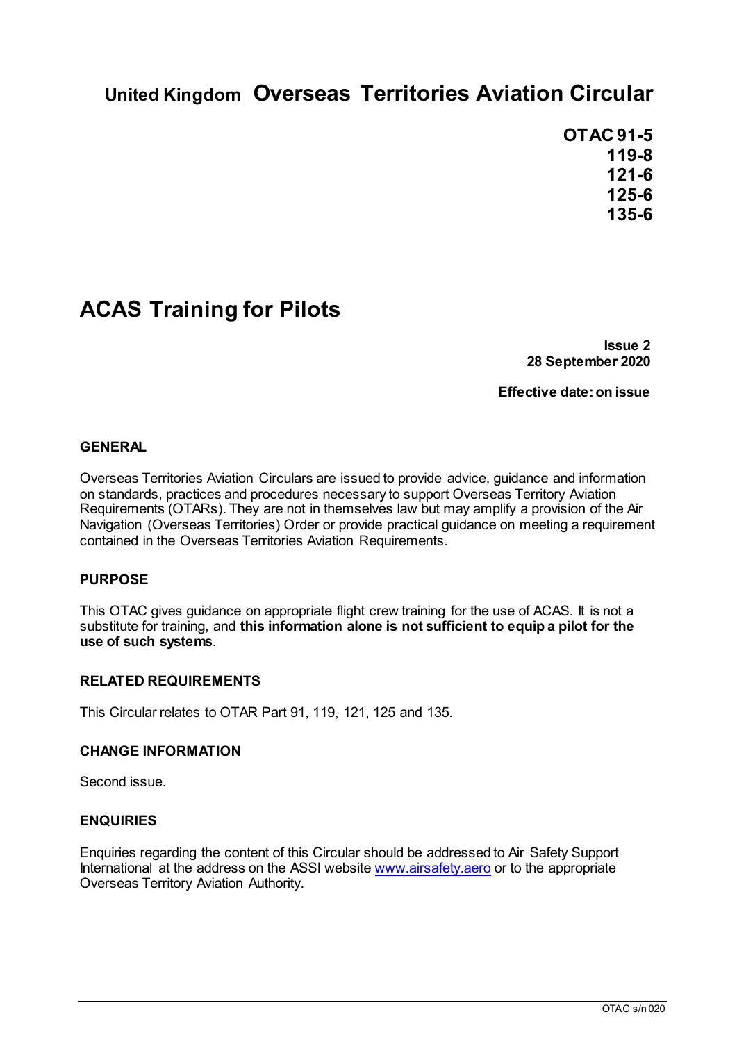# United Kingdom Overseas Territories Aviation Circular

**OTAC 91-5**
**119-8**
**121-6**
**125-6**
**135-6**

# ACAS Training for Pilots

**Issue 2**
**28 September 2020**

**Effective date: on issue**

## GENERAL

Overseas Territories Aviation Circulars are issued to provide advice, guidance and information on standards, practices and procedures necessary to support Overseas Territory Aviation Requirements (OTARs). They are not in themselves law but may amplify a provision of the Air Navigation (Overseas Territories) Order or provide practical guidance on meeting a requirement contained in the Overseas Territories Aviation Requirements.

## PURPOSE

This OTAC gives guidance on appropriate flight crew training for the use of ACAS. It is not a substitute for training, and **this information alone is not sufficient to equip a pilot for the use of such systems**.

## RELATED REQUIREMENTS

This Circular relates to OTAR Part 91, 119, 121, 125 and 135.

## CHANGE INFORMATION

Second issue.

## ENQUIRIES

Enquiries regarding the content of this Circular should be addressed to Air Safety Support International at the address on the ASSI website www.airsafety.aero or to the appropriate Overseas Territory Aviation Authority.

OTAC s/n 020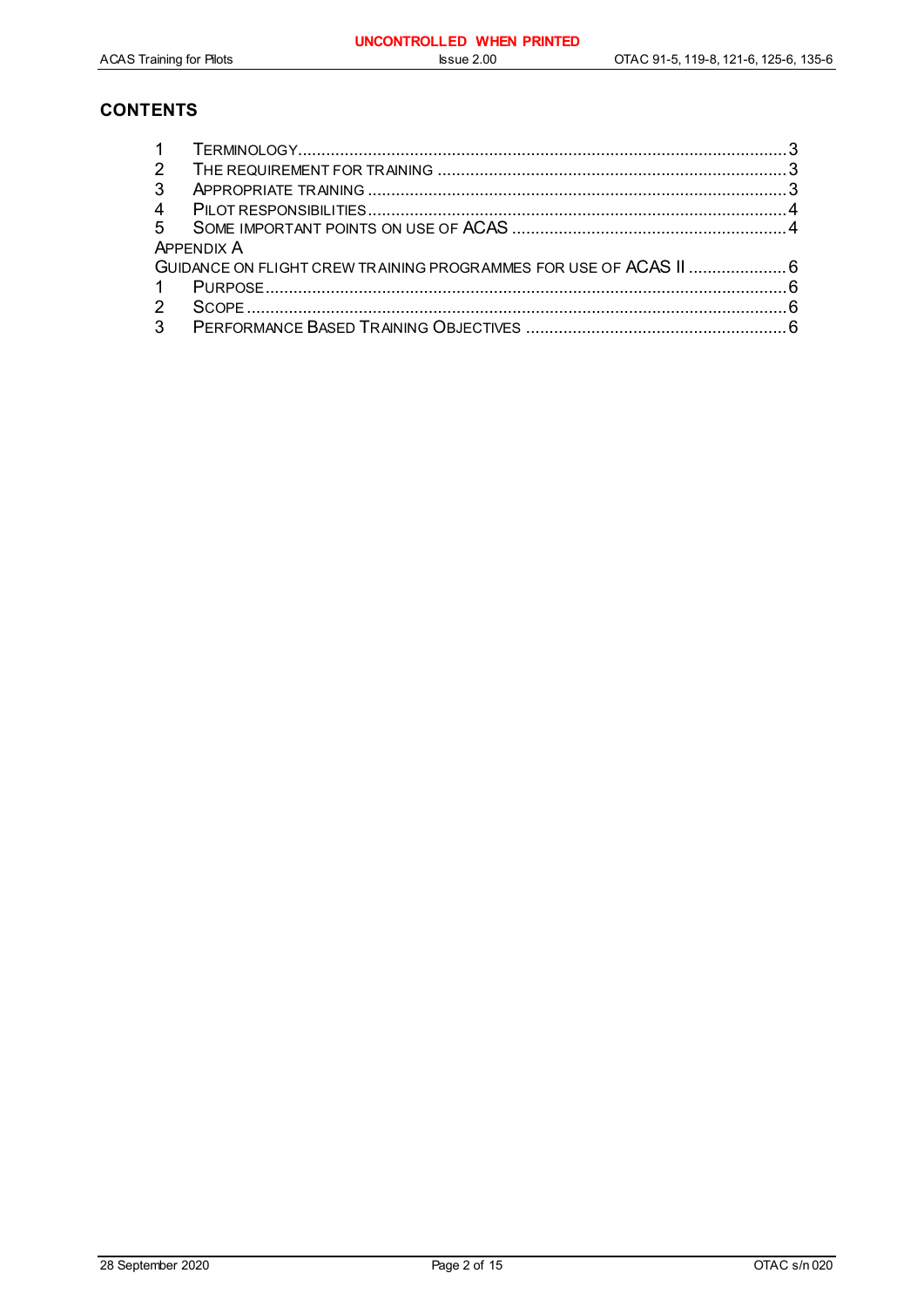## CONTENTS

1 Terminology ........................................................................................................ 3
2 The requirement for training .......................................................................... 3
3 Appropriate training ......................................................................................... 3
4 Pilot responsibilities ........................................................................................ 4
5 Some important points on use of ACAS .......................................................... 4

Appendix A
Guidance on flight crew training programmes for use of ACAS II ..................... 6
1 Purpose ............................................................................................................... 6
2 Scope ................................................................................................................... 6
3 Performance Based Training Objectives ........................................................ 6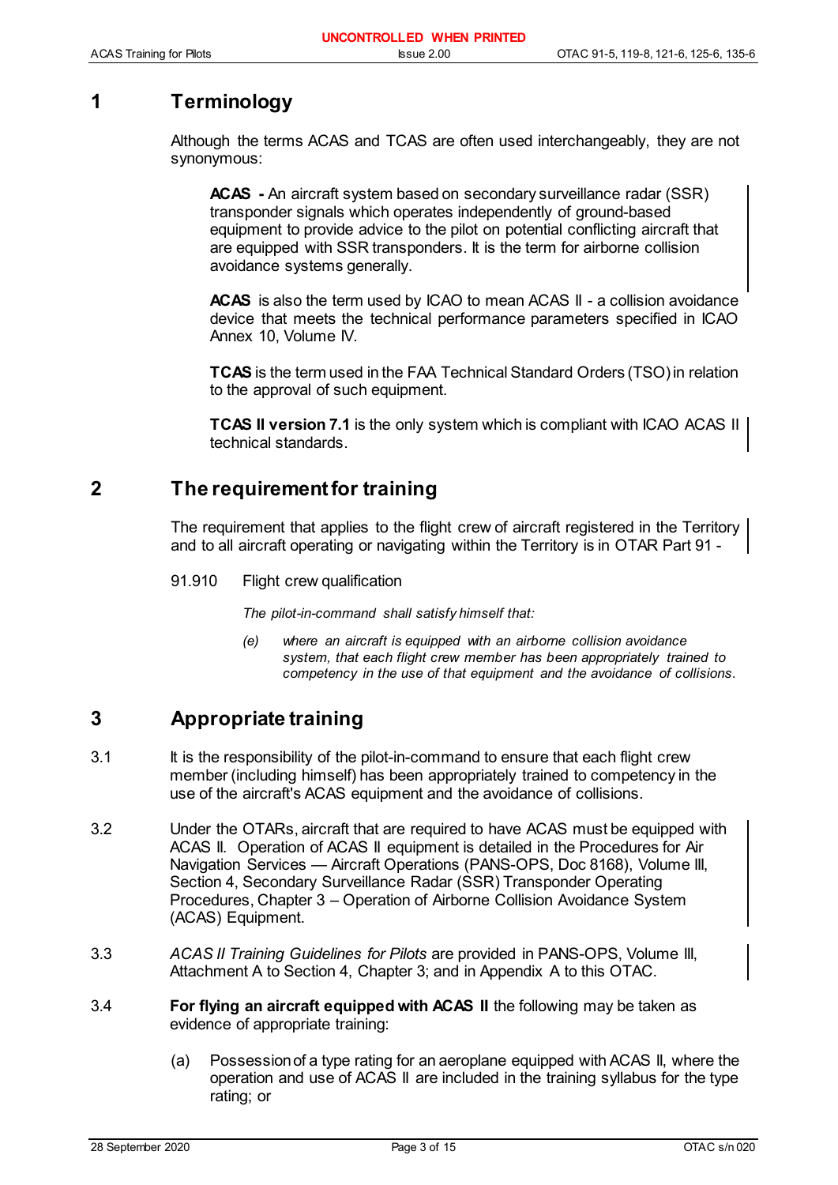# 1 Terminology

Although the terms ACAS and TCAS are often used interchangeably, they are not synonymous:

> **ACAS -** An aircraft system based on secondary surveillance radar (SSR) transponder signals which operates independently of ground-based equipment to provide advice to the pilot on potential conflicting aircraft that are equipped with SSR transponders. It is the term for airborne collision avoidance systems generally.
>
> **ACAS** is also the term used by ICAO to mean ACAS II - a collision avoidance device that meets the technical performance parameters specified in ICAO Annex 10, Volume IV.
>
> **TCAS** is the term used in the FAA Technical Standard Orders (TSO) in relation to the approval of such equipment.
>
> **TCAS II version 7.1** is the only system which is compliant with ICAO ACAS II technical standards.

# 2 The requirement for training

The requirement that applies to the flight crew of aircraft registered in the Territory and to all aircraft operating or navigating within the Territory is in OTAR Part 91 -

91.910 Flight crew qualification

*The pilot-in-command shall satisfy himself that:*

*(e) where an aircraft is equipped with an airborne collision avoidance system, that each flight crew member has been appropriately trained to competency in the use of that equipment and the avoidance of collisions.*

# 3 Appropriate training

3.1 It is the responsibility of the pilot-in-command to ensure that each flight crew member (including himself) has been appropriately trained to competency in the use of the aircraft's ACAS equipment and the avoidance of collisions.

3.2 Under the OTARs, aircraft that are required to have ACAS must be equipped with ACAS II. Operation of ACAS II equipment is detailed in the Procedures for Air Navigation Services — Aircraft Operations (PANS-OPS, Doc 8168), Volume III, Section 4, Secondary Surveillance Radar (SSR) Transponder Operating Procedures, Chapter 3 – Operation of Airborne Collision Avoidance System (ACAS) Equipment.

3.3 *ACAS II Training Guidelines for Pilots* are provided in PANS-OPS, Volume III, Attachment A to Section 4, Chapter 3; and in Appendix A to this OTAC.

3.4 **For flying an aircraft equipped with ACAS II** the following may be taken as evidence of appropriate training:

(a) Possession of a type rating for an aeroplane equipped with ACAS II, where the operation and use of ACAS II are included in the training syllabus for the type rating; or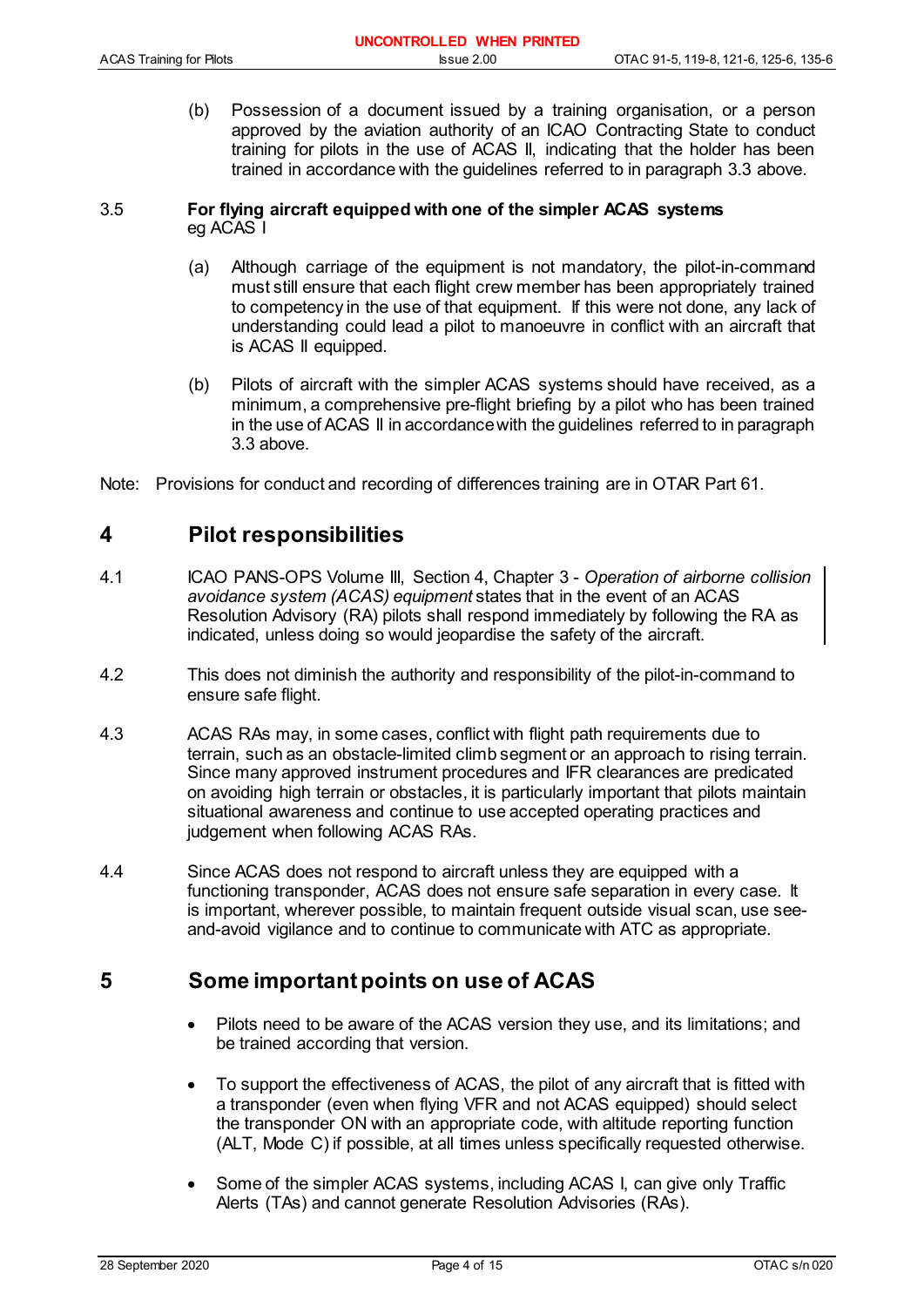(b) Possession of a document issued by a training organisation, or a person approved by the aviation authority of an ICAO Contracting State to conduct training for pilots in the use of ACAS II, indicating that the holder has been trained in accordance with the guidelines referred to in paragraph 3.3 above.

3.5 **For flying aircraft equipped with one of the simpler ACAS systems** eg ACAS I

(a) Although carriage of the equipment is not mandatory, the pilot-in-command must still ensure that each flight crew member has been appropriately trained to competency in the use of that equipment. If this were not done, any lack of understanding could lead a pilot to manoeuvre in conflict with an aircraft that is ACAS II equipped.

(b) Pilots of aircraft with the simpler ACAS systems should have received, as a minimum, a comprehensive pre-flight briefing by a pilot who has been trained in the use of ACAS II in accordance with the guidelines referred to in paragraph 3.3 above.

Note: Provisions for conduct and recording of differences training are in OTAR Part 61.

## 4 Pilot responsibilities

4.1 ICAO PANS-OPS Volume III, Section 4, Chapter 3 - *Operation of airborne collision avoidance system (ACAS) equipment* states that in the event of an ACAS Resolution Advisory (RA) pilots shall respond immediately by following the RA as indicated, unless doing so would jeopardise the safety of the aircraft.

4.2 This does not diminish the authority and responsibility of the pilot-in-command to ensure safe flight.

4.3 ACAS RAs may, in some cases, conflict with flight path requirements due to terrain, such as an obstacle-limited climb segment or an approach to rising terrain. Since many approved instrument procedures and IFR clearances are predicated on avoiding high terrain or obstacles, it is particularly important that pilots maintain situational awareness and continue to use accepted operating practices and judgement when following ACAS RAs.

4.4 Since ACAS does not respond to aircraft unless they are equipped with a functioning transponder, ACAS does not ensure safe separation in every case. It is important, wherever possible, to maintain frequent outside visual scan, use see-and-avoid vigilance and to continue to communicate with ATC as appropriate.

## 5 Some important points on use of ACAS

- Pilots need to be aware of the ACAS version they use, and its limitations; and be trained according that version.
- To support the effectiveness of ACAS, the pilot of any aircraft that is fitted with a transponder (even when flying VFR and not ACAS equipped) should select the transponder ON with an appropriate code, with altitude reporting function (ALT, Mode C) if possible, at all times unless specifically requested otherwise.
- Some of the simpler ACAS systems, including ACAS I, can give only Traffic Alerts (TAs) and cannot generate Resolution Advisories (RAs).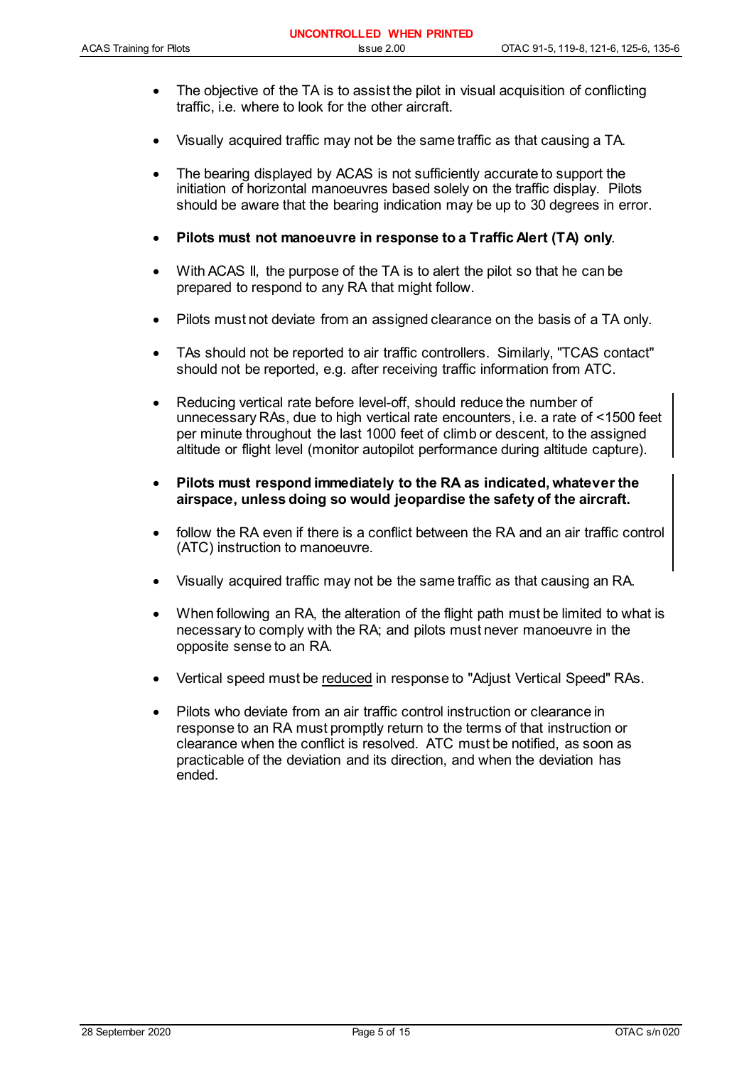- The objective of the TA is to assist the pilot in visual acquisition of conflicting traffic, i.e. where to look for the other aircraft.

- Visually acquired traffic may not be the same traffic as that causing a TA.

- The bearing displayed by ACAS is not sufficiently accurate to support the initiation of horizontal manoeuvres based solely on the traffic display. Pilots should be aware that the bearing indication may be up to 30 degrees in error.

- **Pilots must not manoeuvre in response to a Traffic Alert (TA) only**.

- With ACAS II, the purpose of the TA is to alert the pilot so that he can be prepared to respond to any RA that might follow.

- Pilots must not deviate from an assigned clearance on the basis of a TA only.

- TAs should not be reported to air traffic controllers. Similarly, "TCAS contact" should not be reported, e.g. after receiving traffic information from ATC.

- Reducing vertical rate before level-off, should reduce the number of unnecessary RAs, due to high vertical rate encounters, i.e. a rate of <1500 feet per minute throughout the last 1000 feet of climb or descent, to the assigned altitude or flight level (monitor autopilot performance during altitude capture).

- **Pilots must respond immediately to the RA as indicated, whatever the airspace, unless doing so would jeopardise the safety of the aircraft.**

- follow the RA even if there is a conflict between the RA and an air traffic control (ATC) instruction to manoeuvre.

- Visually acquired traffic may not be the same traffic as that causing an RA.

- When following an RA, the alteration of the flight path must be limited to what is necessary to comply with the RA; and pilots must never manoeuvre in the opposite sense to an RA.

- Vertical speed must be <u>reduced</u> in response to "Adjust Vertical Speed" RAs.

- Pilots who deviate from an air traffic control instruction or clearance in response to an RA must promptly return to the terms of that instruction or clearance when the conflict is resolved. ATC must be notified, as soon as practicable of the deviation and its direction, and when the deviation has ended.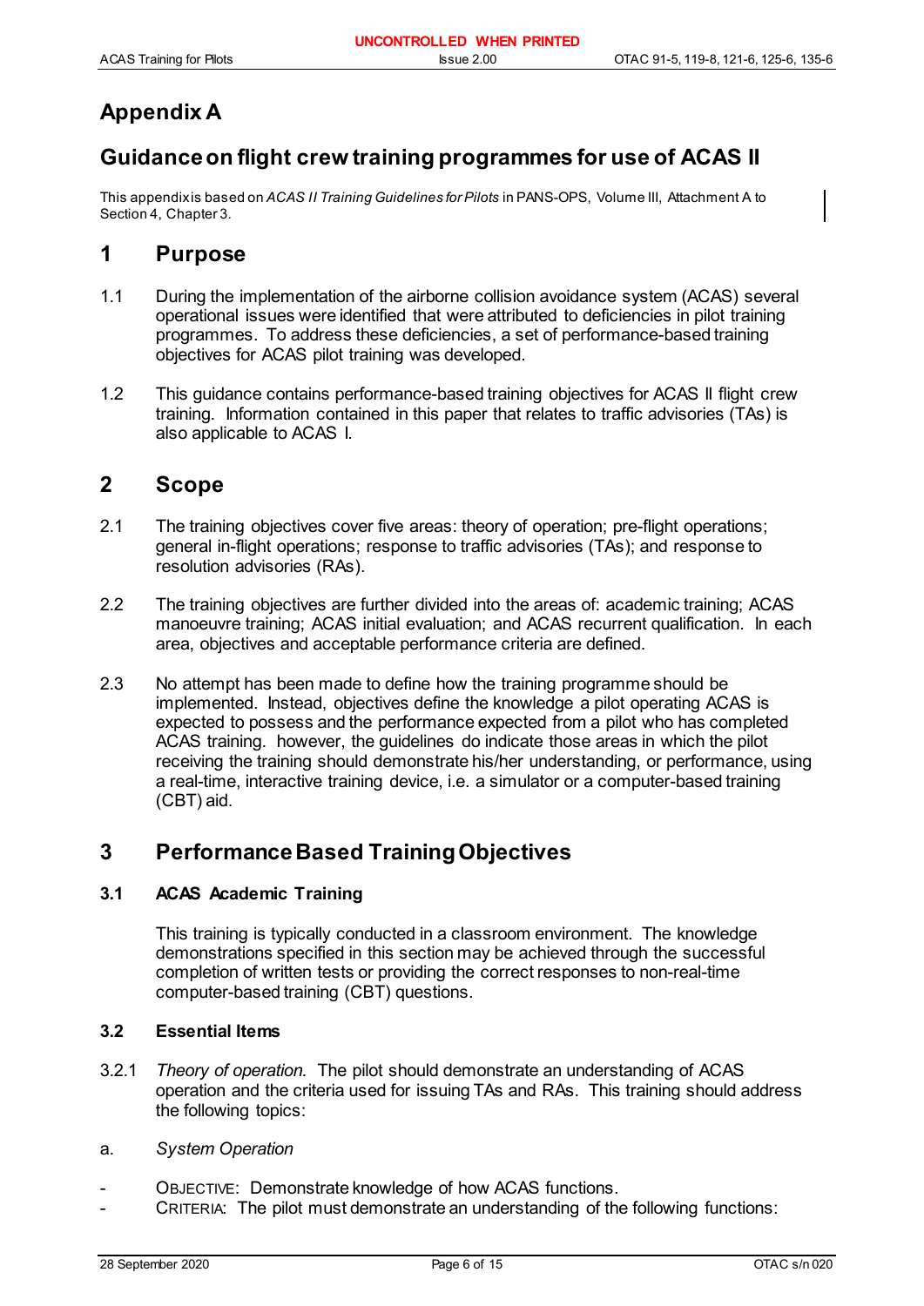# Appendix A

## Guidance on flight crew training programmes for use of ACAS II

This appendix is based on *ACAS II Training Guidelines for Pilots* in PANS-OPS, Volume III, Attachment A to Section 4, Chapter 3.

## 1 Purpose

1.1 During the implementation of the airborne collision avoidance system (ACAS) several operational issues were identified that were attributed to deficiencies in pilot training programmes. To address these deficiencies, a set of performance-based training objectives for ACAS pilot training was developed.

1.2 This guidance contains performance-based training objectives for ACAS II flight crew training. Information contained in this paper that relates to traffic advisories (TAs) is also applicable to ACAS I.

## 2 Scope

2.1 The training objectives cover five areas: theory of operation; pre-flight operations; general in-flight operations; response to traffic advisories (TAs); and response to resolution advisories (RAs).

2.2 The training objectives are further divided into the areas of: academic training; ACAS manoeuvre training; ACAS initial evaluation; and ACAS recurrent qualification. In each area, objectives and acceptable performance criteria are defined.

2.3 No attempt has been made to define how the training programme should be implemented. Instead, objectives define the knowledge a pilot operating ACAS is expected to possess and the performance expected from a pilot who has completed ACAS training. however, the guidelines do indicate those areas in which the pilot receiving the training should demonstrate his/her understanding, or performance, using a real-time, interactive training device, i.e. a simulator or a computer-based training (CBT) aid.

## 3 Performance Based Training Objectives

### 3.1 ACAS Academic Training

This training is typically conducted in a classroom environment. The knowledge demonstrations specified in this section may be achieved through the successful completion of written tests or providing the correct responses to non-real-time computer-based training (CBT) questions.

### 3.2 Essential Items

3.2.1 *Theory of operation.* The pilot should demonstrate an understanding of ACAS operation and the criteria used for issuing TAs and RAs. This training should address the following topics:

a. *System Operation*

- OBJECTIVE: Demonstrate knowledge of how ACAS functions.
- CRITERIA: The pilot must demonstrate an understanding of the following functions: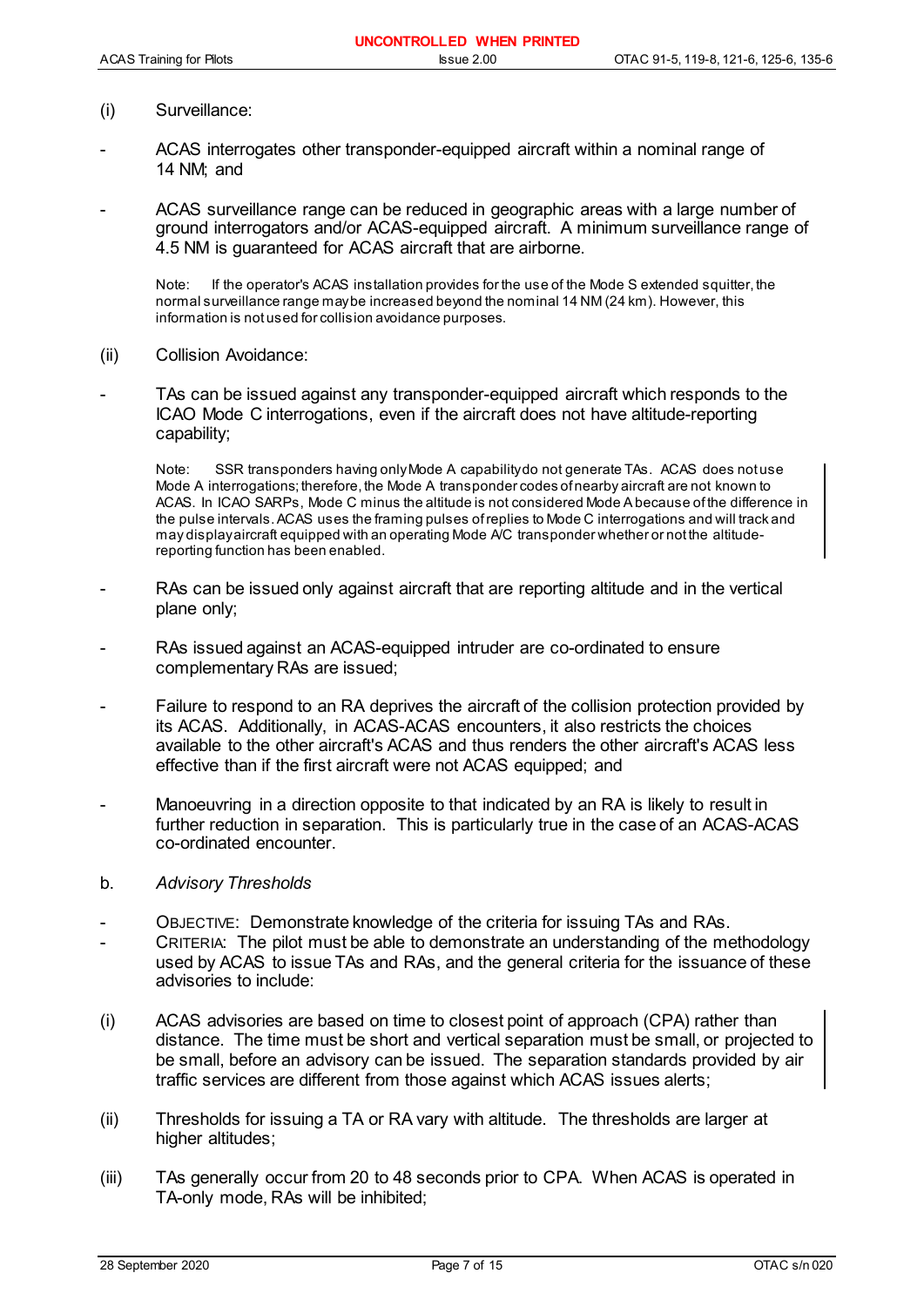(i) Surveillance:

- ACAS interrogates other transponder-equipped aircraft within a nominal range of 14 NM; and

- ACAS surveillance range can be reduced in geographic areas with a large number of ground interrogators and/or ACAS-equipped aircraft. A minimum surveillance range of 4.5 NM is guaranteed for ACAS aircraft that are airborne.

  Note: If the operator's ACAS installation provides for the use of the Mode S extended squitter, the normal surveillance range may be increased beyond the nominal 14 NM (24 km). However, this information is not used for collision avoidance purposes.

(ii) Collision Avoidance:

- TAs can be issued against any transponder-equipped aircraft which responds to the ICAO Mode C interrogations, even if the aircraft does not have altitude-reporting capability;

  Note: SSR transponders having only Mode A capability do not generate TAs. ACAS does not use Mode A interrogations; therefore, the Mode A transponder codes of nearby aircraft are not known to ACAS. In ICAO SARPs, Mode C minus the altitude is not considered Mode A because of the difference in the pulse intervals. ACAS uses the framing pulses of replies to Mode C interrogations and will track and may display aircraft equipped with an operating Mode A/C transponder whether or not the altitude-reporting function has been enabled.

- RAs can be issued only against aircraft that are reporting altitude and in the vertical plane only;

- RAs issued against an ACAS-equipped intruder are co-ordinated to ensure complementary RAs are issued;

- Failure to respond to an RA deprives the aircraft of the collision protection provided by its ACAS. Additionally, in ACAS-ACAS encounters, it also restricts the choices available to the other aircraft's ACAS and thus renders the other aircraft's ACAS less effective than if the first aircraft were not ACAS equipped; and

- Manoeuvring in a direction opposite to that indicated by an RA is likely to result in further reduction in separation. This is particularly true in the case of an ACAS-ACAS co-ordinated encounter.

b. *Advisory Thresholds*

- OBJECTIVE: Demonstrate knowledge of the criteria for issuing TAs and RAs.
- CRITERIA: The pilot must be able to demonstrate an understanding of the methodology used by ACAS to issue TAs and RAs, and the general criteria for the issuance of these advisories to include:

(i) ACAS advisories are based on time to closest point of approach (CPA) rather than distance. The time must be short and vertical separation must be small, or projected to be small, before an advisory can be issued. The separation standards provided by air traffic services are different from those against which ACAS issues alerts;

(ii) Thresholds for issuing a TA or RA vary with altitude. The thresholds are larger at higher altitudes;

(iii) TAs generally occur from 20 to 48 seconds prior to CPA. When ACAS is operated in TA-only mode, RAs will be inhibited;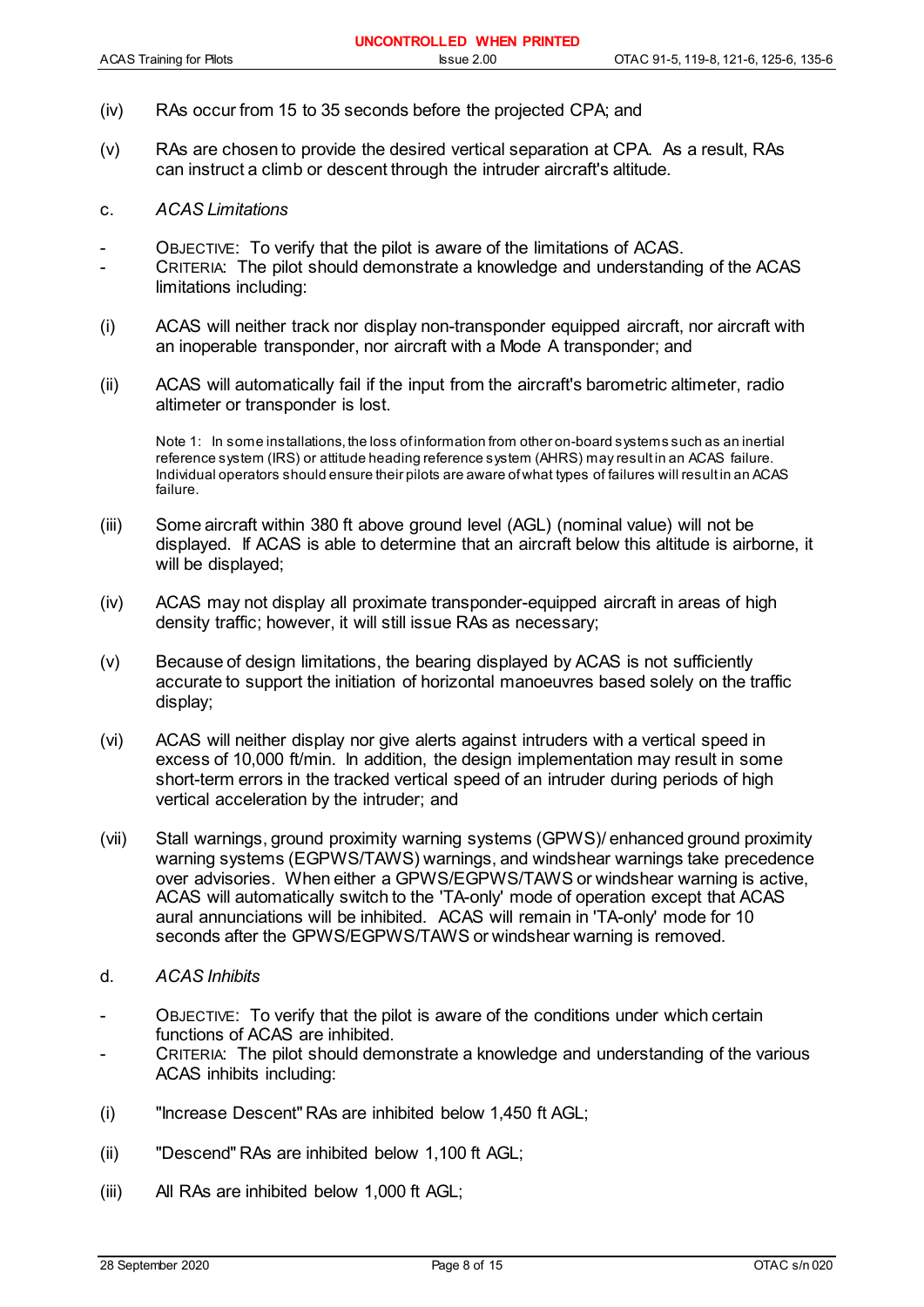(iv) RAs occur from 15 to 35 seconds before the projected CPA; and

(v) RAs are chosen to provide the desired vertical separation at CPA. As a result, RAs can instruct a climb or descent through the intruder aircraft's altitude.

c. *ACAS Limitations*

- OBJECTIVE: To verify that the pilot is aware of the limitations of ACAS.
- CRITERIA: The pilot should demonstrate a knowledge and understanding of the ACAS limitations including:

(i) ACAS will neither track nor display non-transponder equipped aircraft, nor aircraft with an inoperable transponder, nor aircraft with a Mode A transponder; and

(ii) ACAS will automatically fail if the input from the aircraft's barometric altimeter, radio altimeter or transponder is lost.

> Note 1: In some installations, the loss of information from other on-board systems such as an inertial reference system (IRS) or attitude heading reference system (AHRS) may result in an ACAS failure. Individual operators should ensure their pilots are aware of what types of failures will result in an ACAS failure.

(iii) Some aircraft within 380 ft above ground level (AGL) (nominal value) will not be displayed. If ACAS is able to determine that an aircraft below this altitude is airborne, it will be displayed;

(iv) ACAS may not display all proximate transponder-equipped aircraft in areas of high density traffic; however, it will still issue RAs as necessary;

(v) Because of design limitations, the bearing displayed by ACAS is not sufficiently accurate to support the initiation of horizontal manoeuvres based solely on the traffic display;

(vi) ACAS will neither display nor give alerts against intruders with a vertical speed in excess of 10,000 ft/min. In addition, the design implementation may result in some short-term errors in the tracked vertical speed of an intruder during periods of high vertical acceleration by the intruder; and

(vii) Stall warnings, ground proximity warning systems (GPWS)/ enhanced ground proximity warning systems (EGPWS/TAWS) warnings, and windshear warnings take precedence over advisories. When either a GPWS/EGPWS/TAWS or windshear warning is active, ACAS will automatically switch to the 'TA-only' mode of operation except that ACAS aural annunciations will be inhibited. ACAS will remain in 'TA-only' mode for 10 seconds after the GPWS/EGPWS/TAWS or windshear warning is removed.

d. *ACAS Inhibits*

- OBJECTIVE: To verify that the pilot is aware of the conditions under which certain functions of ACAS are inhibited.
- CRITERIA: The pilot should demonstrate a knowledge and understanding of the various ACAS inhibits including:

(i) "Increase Descent" RAs are inhibited below 1,450 ft AGL;

(ii) "Descend" RAs are inhibited below 1,100 ft AGL;

(iii) All RAs are inhibited below 1,000 ft AGL;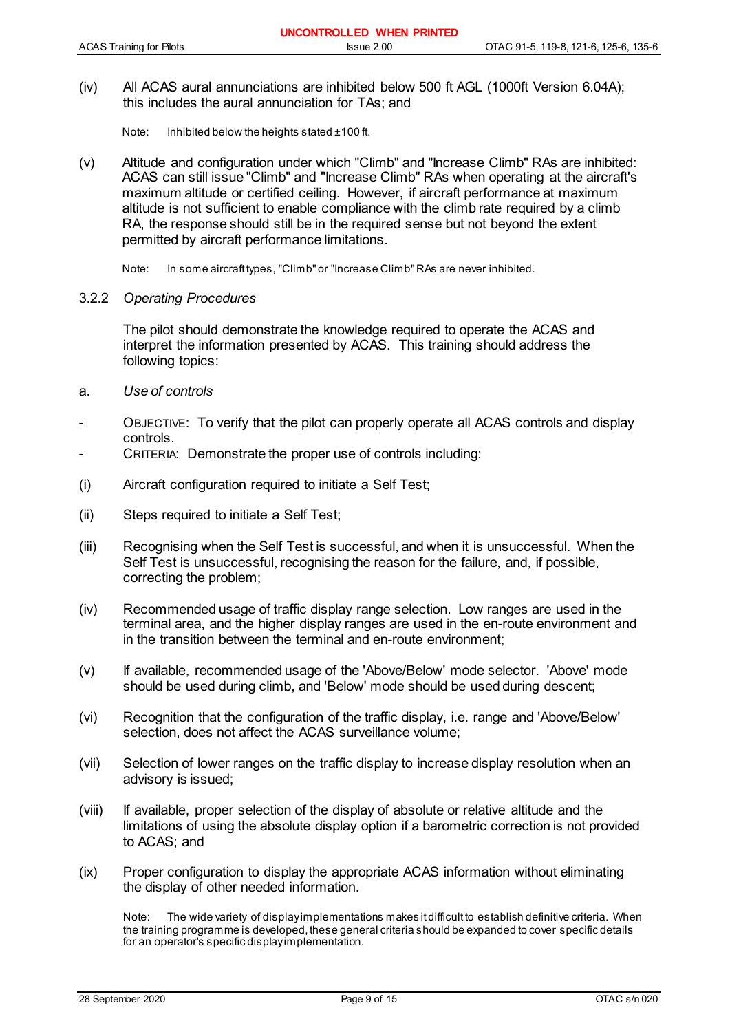(iv) All ACAS aural annunciations are inhibited below 500 ft AGL (1000ft Version 6.04A); this includes the aural annunciation for TAs; and

Note: Inhibited below the heights stated ±100 ft.

(v) Altitude and configuration under which "Climb" and "Increase Climb" RAs are inhibited: ACAS can still issue "Climb" and "Increase Climb" RAs when operating at the aircraft's maximum altitude or certified ceiling. However, if aircraft performance at maximum altitude is not sufficient to enable compliance with the climb rate required by a climb RA, the response should still be in the required sense but not beyond the extent permitted by aircraft performance limitations.

Note: In some aircraft types, "Climb" or "Increase Climb" RAs are never inhibited.

### 3.2.2 *Operating Procedures*

The pilot should demonstrate the knowledge required to operate the ACAS and interpret the information presented by ACAS. This training should address the following topics:

a. *Use of controls*

- OBJECTIVE: To verify that the pilot can properly operate all ACAS controls and display controls.
- CRITERIA: Demonstrate the proper use of controls including:

(i) Aircraft configuration required to initiate a Self Test;

(ii) Steps required to initiate a Self Test;

(iii) Recognising when the Self Test is successful, and when it is unsuccessful. When the Self Test is unsuccessful, recognising the reason for the failure, and, if possible, correcting the problem;

(iv) Recommended usage of traffic display range selection. Low ranges are used in the terminal area, and the higher display ranges are used in the en-route environment and in the transition between the terminal and en-route environment;

(v) If available, recommended usage of the 'Above/Below' mode selector. 'Above' mode should be used during climb, and 'Below' mode should be used during descent;

(vi) Recognition that the configuration of the traffic display, i.e. range and 'Above/Below' selection, does not affect the ACAS surveillance volume;

(vii) Selection of lower ranges on the traffic display to increase display resolution when an advisory is issued;

(viii) If available, proper selection of the display of absolute or relative altitude and the limitations of using the absolute display option if a barometric correction is not provided to ACAS; and

(ix) Proper configuration to display the appropriate ACAS information without eliminating the display of other needed information.

Note: The wide variety of display implementations makes it difficult to establish definitive criteria. When the training programme is developed, these general criteria should be expanded to cover specific details for an operator's specific display implementation.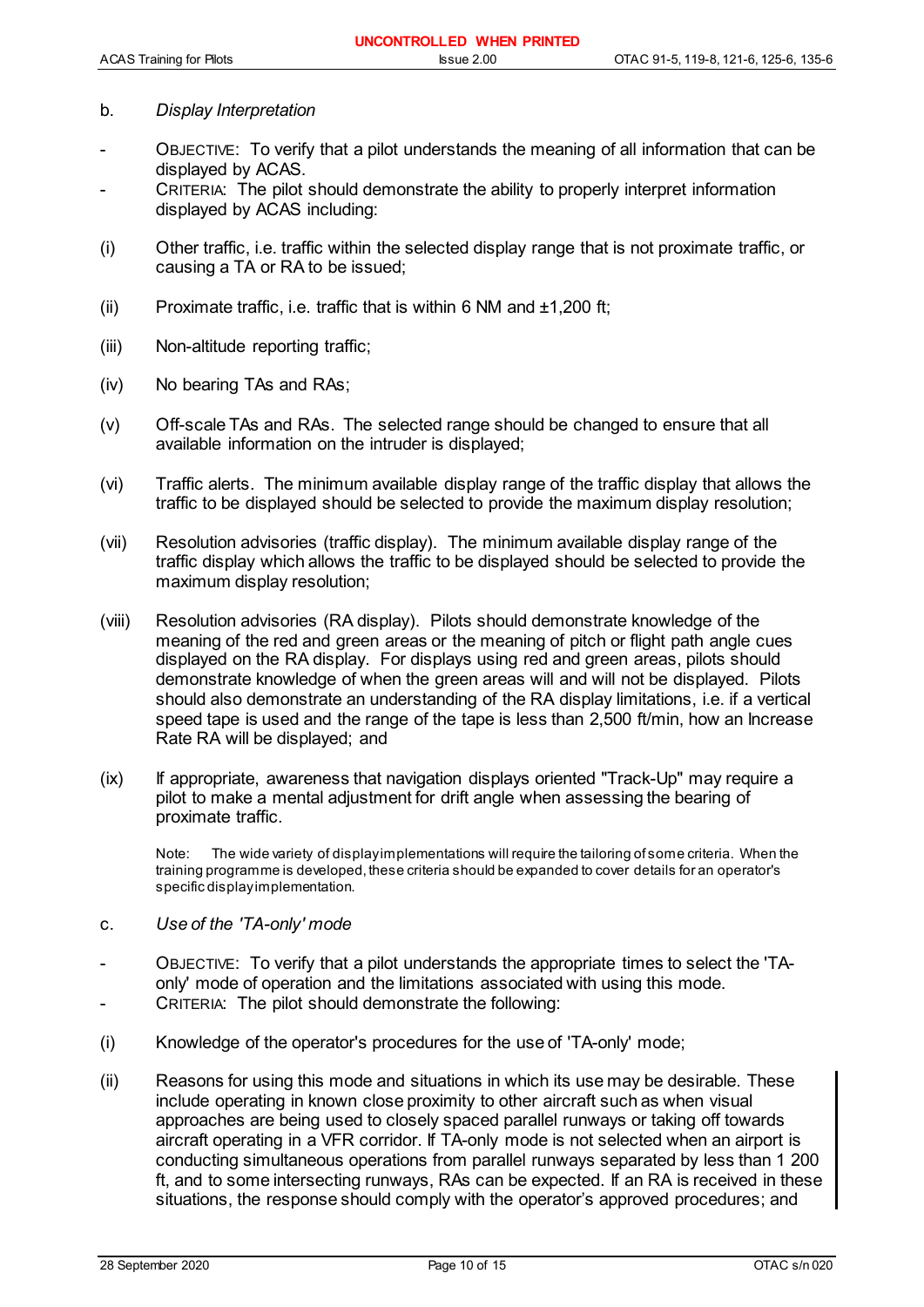b. *Display Interpretation*

- OBJECTIVE: To verify that a pilot understands the meaning of all information that can be displayed by ACAS.
- CRITERIA: The pilot should demonstrate the ability to properly interpret information displayed by ACAS including:

(i) Other traffic, i.e. traffic within the selected display range that is not proximate traffic, or causing a TA or RA to be issued;

(ii) Proximate traffic, i.e. traffic that is within 6 NM and ±1,200 ft;

(iii) Non-altitude reporting traffic;

(iv) No bearing TAs and RAs;

(v) Off-scale TAs and RAs. The selected range should be changed to ensure that all available information on the intruder is displayed;

(vi) Traffic alerts. The minimum available display range of the traffic display that allows the traffic to be displayed should be selected to provide the maximum display resolution;

(vii) Resolution advisories (traffic display). The minimum available display range of the traffic display which allows the traffic to be displayed should be selected to provide the maximum display resolution;

(viii) Resolution advisories (RA display). Pilots should demonstrate knowledge of the meaning of the red and green areas or the meaning of pitch or flight path angle cues displayed on the RA display. For displays using red and green areas, pilots should demonstrate knowledge of when the green areas will and will not be displayed. Pilots should also demonstrate an understanding of the RA display limitations, i.e. if a vertical speed tape is used and the range of the tape is less than 2,500 ft/min, how an Increase Rate RA will be displayed; and

(ix) If appropriate, awareness that navigation displays oriented "Track-Up" may require a pilot to make a mental adjustment for drift angle when assessing the bearing of proximate traffic.

Note: The wide variety of display implementations will require the tailoring of some criteria. When the training programme is developed, these criteria should be expanded to cover details for an operator's specific display implementation.

c. *Use of the 'TA-only' mode*

- OBJECTIVE: To verify that a pilot understands the appropriate times to select the 'TA-only' mode of operation and the limitations associated with using this mode.
- CRITERIA: The pilot should demonstrate the following:

(i) Knowledge of the operator's procedures for the use of 'TA-only' mode;

(ii) Reasons for using this mode and situations in which its use may be desirable. These include operating in known close proximity to other aircraft such as when visual approaches are being used to closely spaced parallel runways or taking off towards aircraft operating in a VFR corridor. If TA-only mode is not selected when an airport is conducting simultaneous operations from parallel runways separated by less than 1 200 ft, and to some intersecting runways, RAs can be expected. If an RA is received in these situations, the response should comply with the operator's approved procedures; and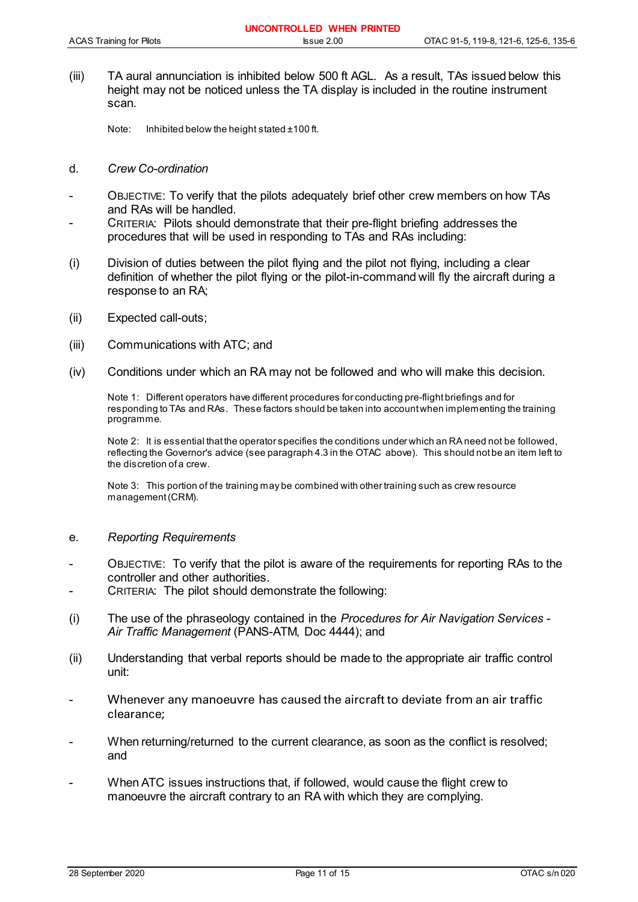(iii) TA aural annunciation is inhibited below 500 ft AGL. As a result, TAs issued below this height may not be noticed unless the TA display is included in the routine instrument scan.

Note: Inhibited below the height stated ±100 ft.

d. *Crew Co-ordination*

- OBJECTIVE: To verify that the pilots adequately brief other crew members on how TAs and RAs will be handled.
- CRITERIA: Pilots should demonstrate that their pre-flight briefing addresses the procedures that will be used in responding to TAs and RAs including:

(i) Division of duties between the pilot flying and the pilot not flying, including a clear definition of whether the pilot flying or the pilot-in-command will fly the aircraft during a response to an RA;

(ii) Expected call-outs;

(iii) Communications with ATC; and

(iv) Conditions under which an RA may not be followed and who will make this decision.

Note 1: Different operators have different procedures for conducting pre-flight briefings and for responding to TAs and RAs. These factors should be taken into account when implementing the training programme.

Note 2: It is essential that the operator specifies the conditions under which an RA need not be followed, reflecting the Governor's advice (see paragraph 4.3 in the OTAC above). This should not be an item left to the discretion of a crew.

Note 3: This portion of the training may be combined with other training such as crew resource management (CRM).

e. *Reporting Requirements*

- OBJECTIVE: To verify that the pilot is aware of the requirements for reporting RAs to the controller and other authorities.
- CRITERIA: The pilot should demonstrate the following:

(i) The use of the phraseology contained in the *Procedures for Air Navigation Services - Air Traffic Management* (PANS-ATM, Doc 4444); and

(ii) Understanding that verbal reports should be made to the appropriate air traffic control unit:

- Whenever any manoeuvre has caused the aircraft to deviate from an air traffic clearance;
- When returning/returned to the current clearance, as soon as the conflict is resolved; and
- When ATC issues instructions that, if followed, would cause the flight crew to manoeuvre the aircraft contrary to an RA with which they are complying.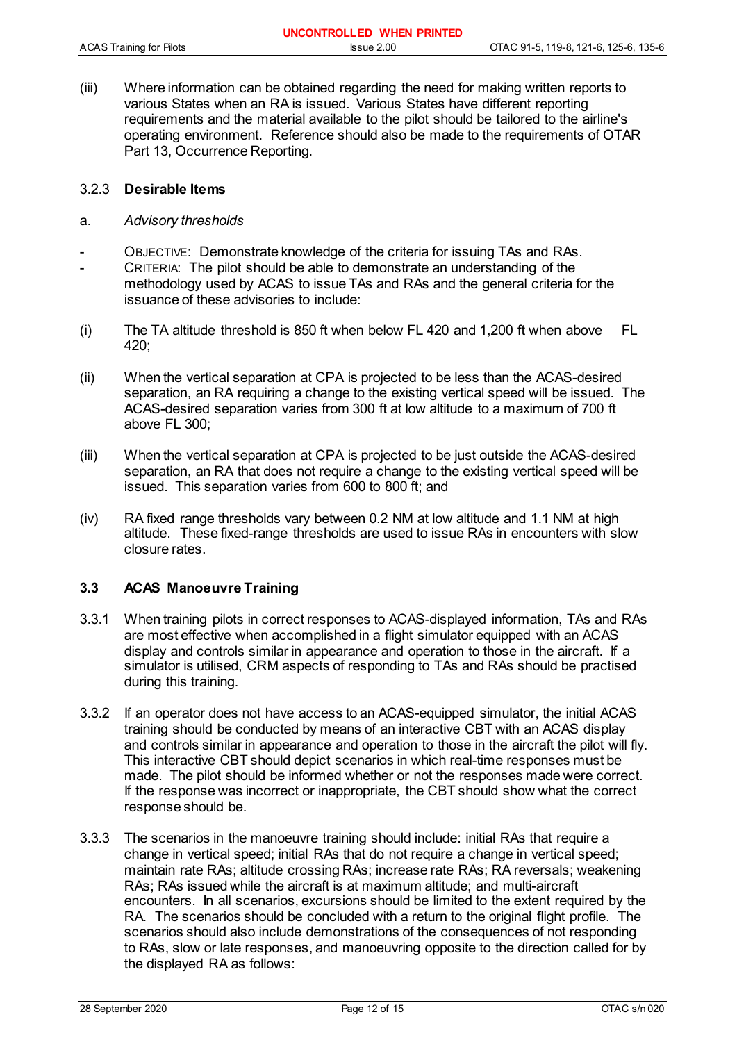(iii) Where information can be obtained regarding the need for making written reports to various States when an RA is issued. Various States have different reporting requirements and the material available to the pilot should be tailored to the airline's operating environment. Reference should also be made to the requirements of OTAR Part 13, Occurrence Reporting.

### 3.2.3 Desirable Items

a. *Advisory thresholds*

- OBJECTIVE: Demonstrate knowledge of the criteria for issuing TAs and RAs.
- CRITERIA: The pilot should be able to demonstrate an understanding of the methodology used by ACAS to issue TAs and RAs and the general criteria for the issuance of these advisories to include:

(i) The TA altitude threshold is 850 ft when below FL 420 and 1,200 ft when above FL 420;

(ii) When the vertical separation at CPA is projected to be less than the ACAS-desired separation, an RA requiring a change to the existing vertical speed will be issued. The ACAS-desired separation varies from 300 ft at low altitude to a maximum of 700 ft above FL 300;

(iii) When the vertical separation at CPA is projected to be just outside the ACAS-desired separation, an RA that does not require a change to the existing vertical speed will be issued. This separation varies from 600 to 800 ft; and

(iv) RA fixed range thresholds vary between 0.2 NM at low altitude and 1.1 NM at high altitude. These fixed-range thresholds are used to issue RAs in encounters with slow closure rates.

## 3.3 ACAS Manoeuvre Training

3.3.1 When training pilots in correct responses to ACAS-displayed information, TAs and RAs are most effective when accomplished in a flight simulator equipped with an ACAS display and controls similar in appearance and operation to those in the aircraft. If a simulator is utilised, CRM aspects of responding to TAs and RAs should be practised during this training.

3.3.2 If an operator does not have access to an ACAS-equipped simulator, the initial ACAS training should be conducted by means of an interactive CBT with an ACAS display and controls similar in appearance and operation to those in the aircraft the pilot will fly. This interactive CBT should depict scenarios in which real-time responses must be made. The pilot should be informed whether or not the responses made were correct. If the response was incorrect or inappropriate, the CBT should show what the correct response should be.

3.3.3 The scenarios in the manoeuvre training should include: initial RAs that require a change in vertical speed; initial RAs that do not require a change in vertical speed; maintain rate RAs; altitude crossing RAs; increase rate RAs; RA reversals; weakening RAs; RAs issued while the aircraft is at maximum altitude; and multi-aircraft encounters. In all scenarios, excursions should be limited to the extent required by the RA. The scenarios should be concluded with a return to the original flight profile. The scenarios should also include demonstrations of the consequences of not responding to RAs, slow or late responses, and manoeuvring opposite to the direction called for by the displayed RA as follows: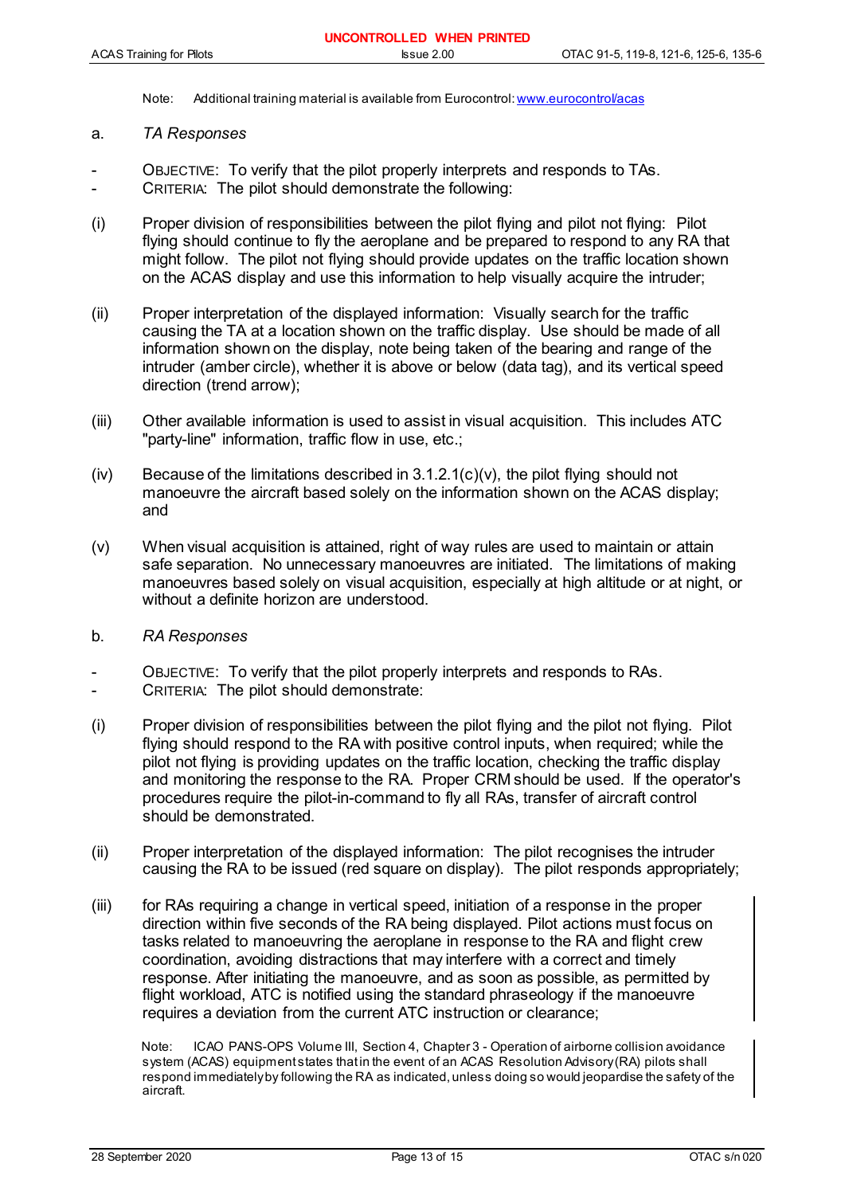Note: Additional training material is available from Eurocontrol: www.eurocontrol/acas

a. *TA Responses*

- OBJECTIVE: To verify that the pilot properly interprets and responds to TAs.
- CRITERIA: The pilot should demonstrate the following:

(i) Proper division of responsibilities between the pilot flying and pilot not flying: Pilot flying should continue to fly the aeroplane and be prepared to respond to any RA that might follow. The pilot not flying should provide updates on the traffic location shown on the ACAS display and use this information to help visually acquire the intruder;

(ii) Proper interpretation of the displayed information: Visually search for the traffic causing the TA at a location shown on the traffic display. Use should be made of all information shown on the display, note being taken of the bearing and range of the intruder (amber circle), whether it is above or below (data tag), and its vertical speed direction (trend arrow);

(iii) Other available information is used to assist in visual acquisition. This includes ATC "party-line" information, traffic flow in use, etc.;

(iv) Because of the limitations described in 3.1.2.1(c)(v), the pilot flying should not manoeuvre the aircraft based solely on the information shown on the ACAS display; and

(v) When visual acquisition is attained, right of way rules are used to maintain or attain safe separation. No unnecessary manoeuvres are initiated. The limitations of making manoeuvres based solely on visual acquisition, especially at high altitude or at night, or without a definite horizon are understood.

b. *RA Responses*

- OBJECTIVE: To verify that the pilot properly interprets and responds to RAs.
- CRITERIA: The pilot should demonstrate:

(i) Proper division of responsibilities between the pilot flying and the pilot not flying. Pilot flying should respond to the RA with positive control inputs, when required; while the pilot not flying is providing updates on the traffic location, checking the traffic display and monitoring the response to the RA. Proper CRM should be used. If the operator's procedures require the pilot-in-command to fly all RAs, transfer of aircraft control should be demonstrated.

(ii) Proper interpretation of the displayed information: The pilot recognises the intruder causing the RA to be issued (red square on display). The pilot responds appropriately;

(iii) for RAs requiring a change in vertical speed, initiation of a response in the proper direction within five seconds of the RA being displayed. Pilot actions must focus on tasks related to manoeuvring the aeroplane in response to the RA and flight crew coordination, avoiding distractions that may interfere with a correct and timely response. After initiating the manoeuvre, and as soon as possible, as permitted by flight workload, ATC is notified using the standard phraseology if the manoeuvre requires a deviation from the current ATC instruction or clearance;

Note: ICAO PANS-OPS Volume III, Section 4, Chapter 3 - Operation of airborne collision avoidance system (ACAS) equipment states that in the event of an ACAS Resolution Advisory (RA) pilots shall respond immediately by following the RA as indicated, unless doing so would jeopardise the safety of the aircraft.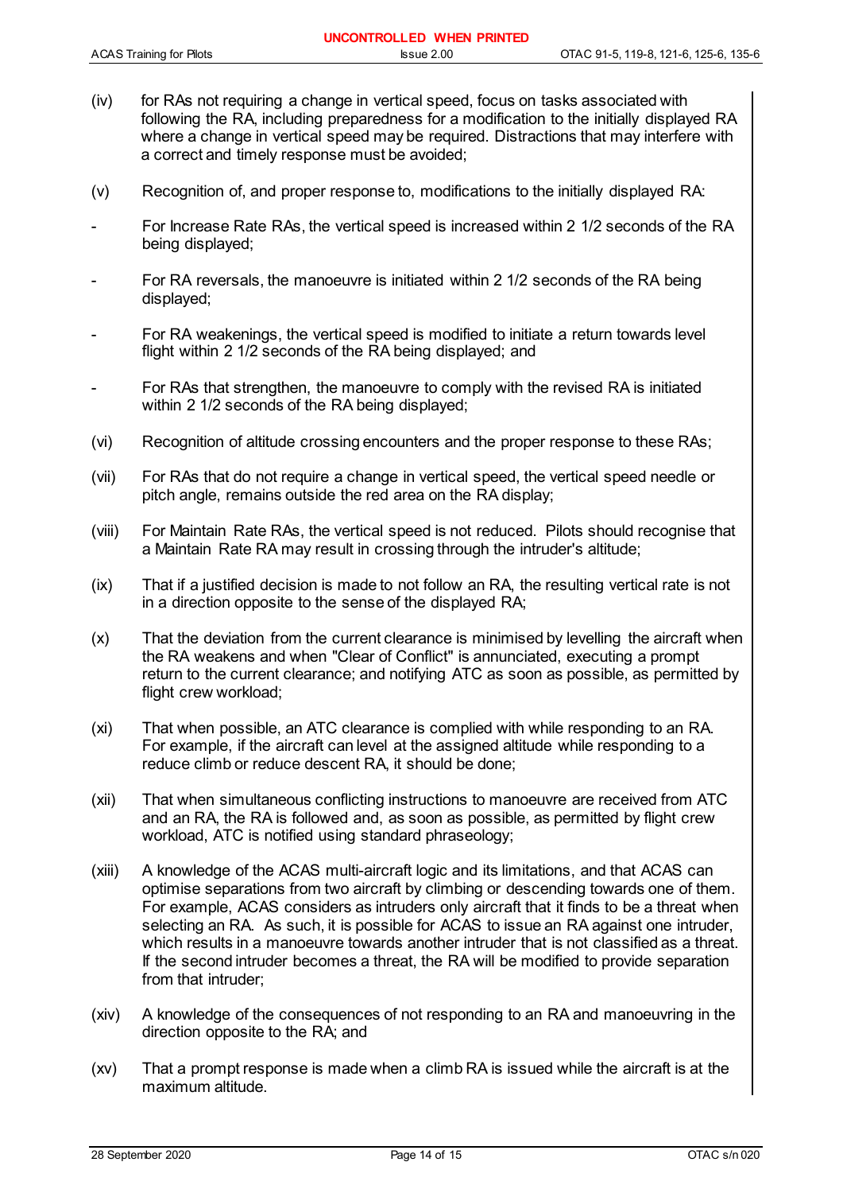(iv) for RAs not requiring a change in vertical speed, focus on tasks associated with following the RA, including preparedness for a modification to the initially displayed RA where a change in vertical speed may be required. Distractions that may interfere with a correct and timely response must be avoided;

(v) Recognition of, and proper response to, modifications to the initially displayed RA:

- For Increase Rate RAs, the vertical speed is increased within 2 1/2 seconds of the RA being displayed;
- For RA reversals, the manoeuvre is initiated within 2 1/2 seconds of the RA being displayed;
- For RA weakenings, the vertical speed is modified to initiate a return towards level flight within 2 1/2 seconds of the RA being displayed; and
- For RAs that strengthen, the manoeuvre to comply with the revised RA is initiated within 2 1/2 seconds of the RA being displayed;

(vi) Recognition of altitude crossing encounters and the proper response to these RAs;

(vii) For RAs that do not require a change in vertical speed, the vertical speed needle or pitch angle, remains outside the red area on the RA display;

(viii) For Maintain Rate RAs, the vertical speed is not reduced. Pilots should recognise that a Maintain Rate RA may result in crossing through the intruder's altitude;

(ix) That if a justified decision is made to not follow an RA, the resulting vertical rate is not in a direction opposite to the sense of the displayed RA;

(x) That the deviation from the current clearance is minimised by levelling the aircraft when the RA weakens and when "Clear of Conflict" is annunciated, executing a prompt return to the current clearance; and notifying ATC as soon as possible, as permitted by flight crew workload;

(xi) That when possible, an ATC clearance is complied with while responding to an RA. For example, if the aircraft can level at the assigned altitude while responding to a reduce climb or reduce descent RA, it should be done;

(xii) That when simultaneous conflicting instructions to manoeuvre are received from ATC and an RA, the RA is followed and, as soon as possible, as permitted by flight crew workload, ATC is notified using standard phraseology;

(xiii) A knowledge of the ACAS multi-aircraft logic and its limitations, and that ACAS can optimise separations from two aircraft by climbing or descending towards one of them. For example, ACAS considers as intruders only aircraft that it finds to be a threat when selecting an RA. As such, it is possible for ACAS to issue an RA against one intruder, which results in a manoeuvre towards another intruder that is not classified as a threat. If the second intruder becomes a threat, the RA will be modified to provide separation from that intruder;

(xiv) A knowledge of the consequences of not responding to an RA and manoeuvring in the direction opposite to the RA; and

(xv) That a prompt response is made when a climb RA is issued while the aircraft is at the maximum altitude.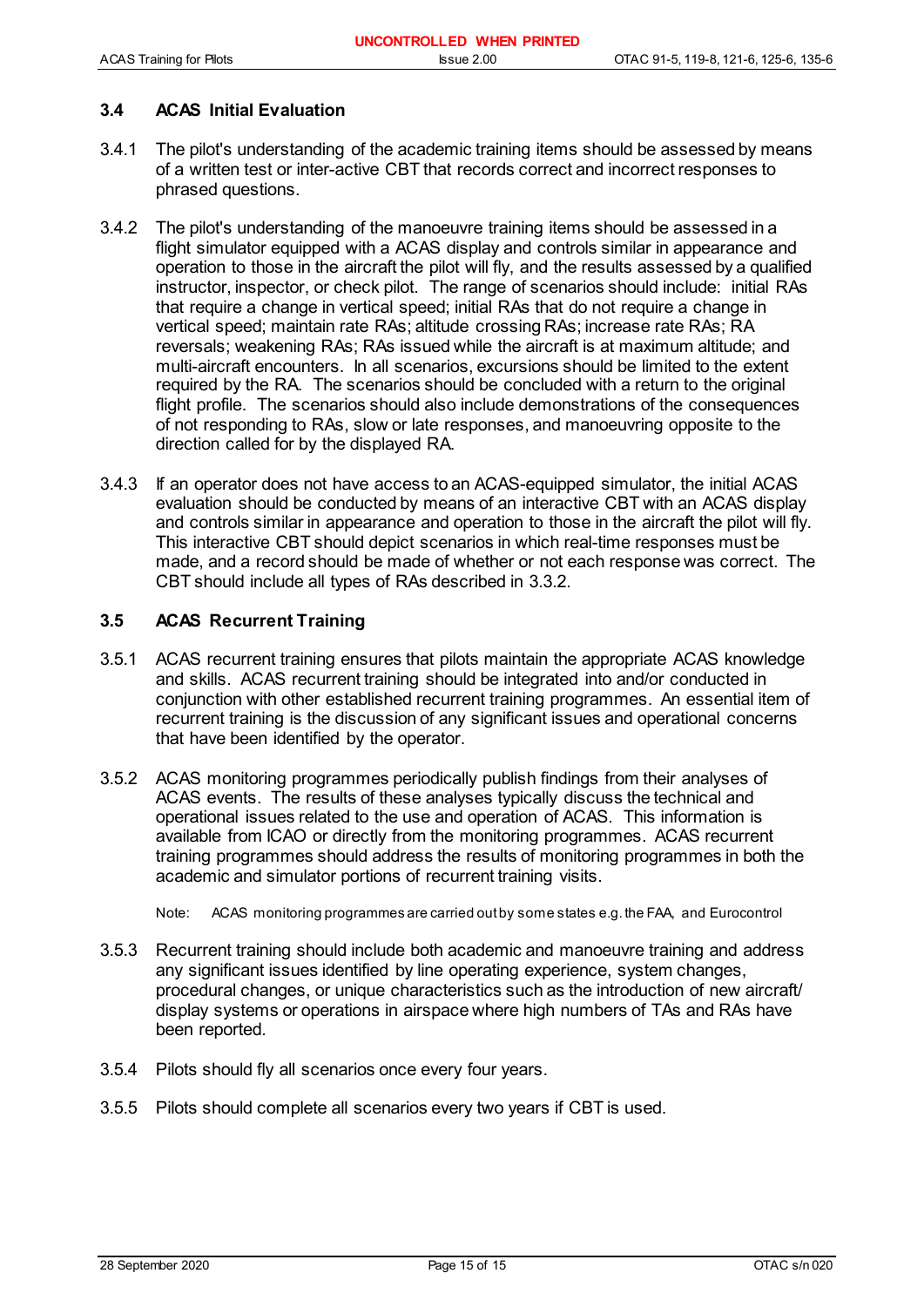### 3.4 ACAS Initial Evaluation

3.4.1 The pilot's understanding of the academic training items should be assessed by means of a written test or inter-active CBT that records correct and incorrect responses to phrased questions.

3.4.2 The pilot's understanding of the manoeuvre training items should be assessed in a flight simulator equipped with a ACAS display and controls similar in appearance and operation to those in the aircraft the pilot will fly, and the results assessed by a qualified instructor, inspector, or check pilot. The range of scenarios should include: initial RAs that require a change in vertical speed; initial RAs that do not require a change in vertical speed; maintain rate RAs; altitude crossing RAs; increase rate RAs; RA reversals; weakening RAs; RAs issued while the aircraft is at maximum altitude; and multi-aircraft encounters. In all scenarios, excursions should be limited to the extent required by the RA. The scenarios should be concluded with a return to the original flight profile. The scenarios should also include demonstrations of the consequences of not responding to RAs, slow or late responses, and manoeuvring opposite to the direction called for by the displayed RA.

3.4.3 If an operator does not have access to an ACAS-equipped simulator, the initial ACAS evaluation should be conducted by means of an interactive CBT with an ACAS display and controls similar in appearance and operation to those in the aircraft the pilot will fly. This interactive CBT should depict scenarios in which real-time responses must be made, and a record should be made of whether or not each response was correct. The CBT should include all types of RAs described in 3.3.2.

### 3.5 ACAS Recurrent Training

3.5.1 ACAS recurrent training ensures that pilots maintain the appropriate ACAS knowledge and skills. ACAS recurrent training should be integrated into and/or conducted in conjunction with other established recurrent training programmes. An essential item of recurrent training is the discussion of any significant issues and operational concerns that have been identified by the operator.

3.5.2 ACAS monitoring programmes periodically publish findings from their analyses of ACAS events. The results of these analyses typically discuss the technical and operational issues related to the use and operation of ACAS. This information is available from ICAO or directly from the monitoring programmes. ACAS recurrent training programmes should address the results of monitoring programmes in both the academic and simulator portions of recurrent training visits.

Note: ACAS monitoring programmes are carried out by some states e.g. the FAA, and Eurocontrol

3.5.3 Recurrent training should include both academic and manoeuvre training and address any significant issues identified by line operating experience, system changes, procedural changes, or unique characteristics such as the introduction of new aircraft/ display systems or operations in airspace where high numbers of TAs and RAs have been reported.

3.5.4 Pilots should fly all scenarios once every four years.

3.5.5 Pilots should complete all scenarios every two years if CBT is used.